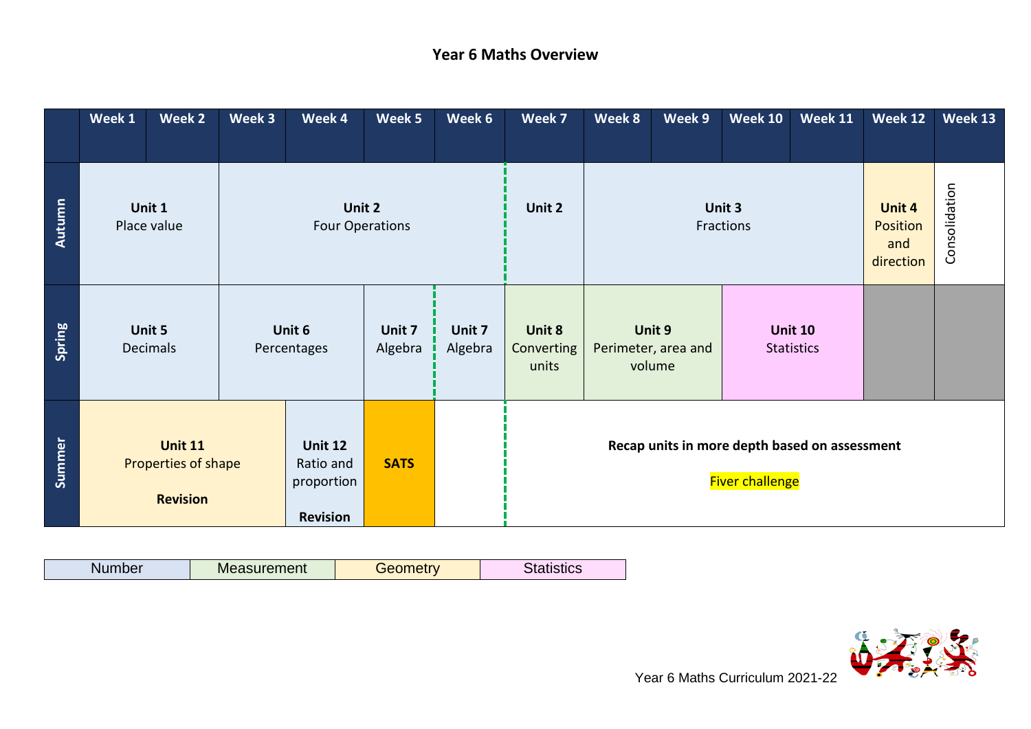# Year 6 Maths Overview

| | Week 1 | Week 2 | Week 3 | Week 4 | Week 5 | Week 6 | Week 7 | Week 8 | Week 9 | Week 10 | Week 11 | Week 12 | Week 13 |
|---|---|---|---|---|---|---|---|---|---|---|---|---|---|
| Autumn | **Unit 1** Place value | | **Unit 2** Four Operations | | | | **Unit 2** | **Unit 3** Fractions | | | | **Unit 4** Position and direction | Consolidation |
| Spring | **Unit 5** Decimals | | **Unit 6** Percentages | | **Unit 7** Algebra | **Unit 7** Algebra | **Unit 8** Converting units | **Unit 9** Perimeter, area and volume | | **Unit 10** Statistics | | | |
| Summer | **Unit 11** Properties of shape **Revision** | | | **Unit 12** Ratio and proportion **Revision** | **SATS** | | **Recap units in more depth based on assessment** Fiver challenge | | | | | | |

| Number | Measurement | Geometry | Statistics |
|---|---|---|---|

Year 6 Maths Curriculum 2021-22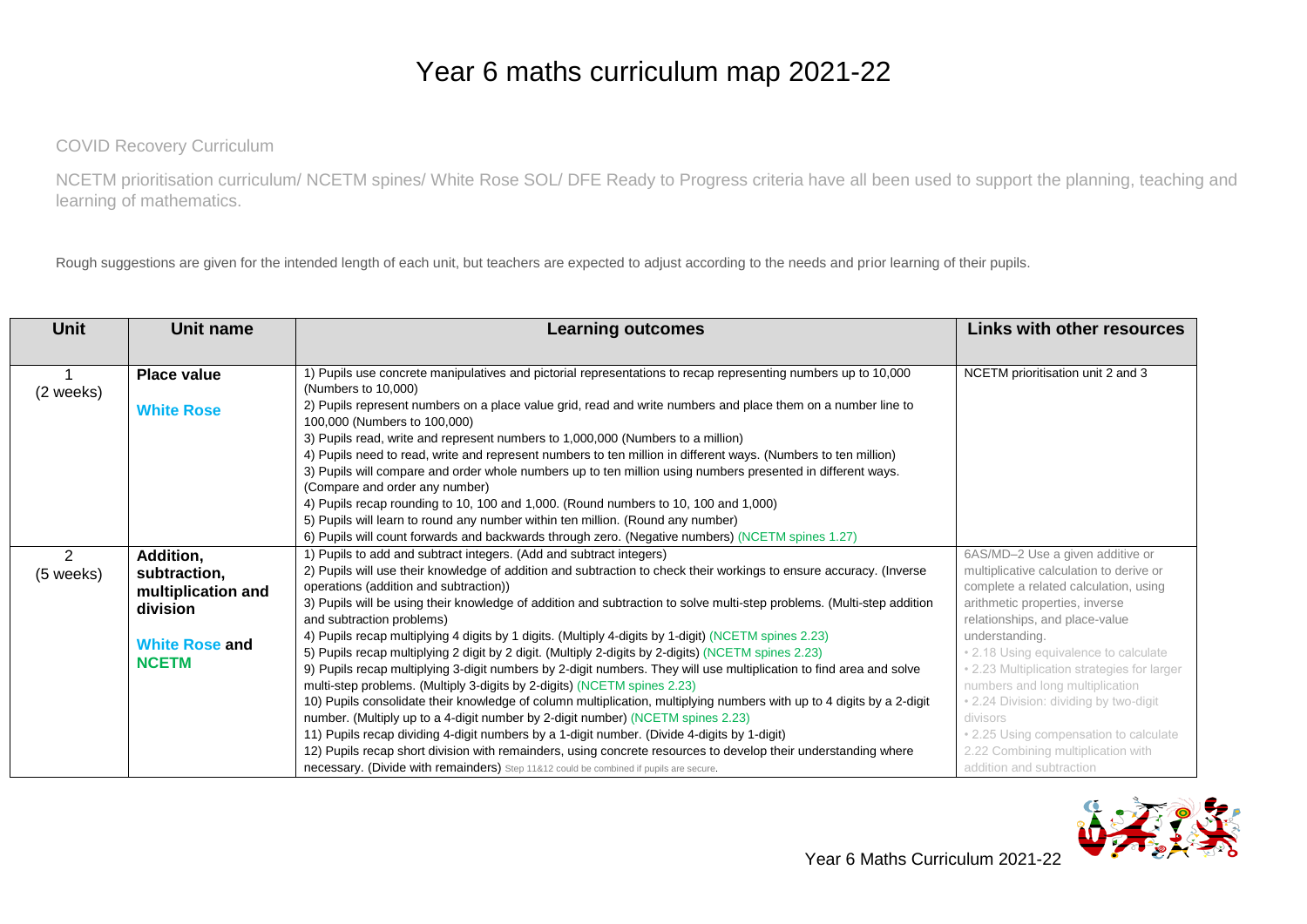# Year 6 maths curriculum map 2021-22

COVID Recovery Curriculum

NCETM prioritisation curriculum/ NCETM spines/ White Rose SOL/ DFE Ready to Progress criteria have all been used to support the planning, teaching and learning of mathematics.

Rough suggestions are given for the intended length of each unit, but teachers are expected to adjust according to the needs and prior learning of their pupils.

| Unit | Unit name | Learning outcomes | Links with other resources |
|---|---|---|---|
| 1 (2 weeks) | **Place value** <br><br> **White Rose** | 1) Pupils use concrete manipulatives and pictorial representations to recap representing numbers up to 10,000 (Numbers to 10,000) <br> 2) Pupils represent numbers on a place value grid, read and write numbers and place them on a number line to 100,000 (Numbers to 100,000) <br> 3) Pupils read, write and represent numbers to 1,000,000 (Numbers to a million) <br> 4) Pupils need to read, write and represent numbers to ten million in different ways. (Numbers to ten million) <br> 3) Pupils will compare and order whole numbers up to ten million using numbers presented in different ways. (Compare and order any number) <br> 4) Pupils recap rounding to 10, 100 and 1,000. (Round numbers to 10, 100 and 1,000) <br> 5) Pupils will learn to round any number within ten million. (Round any number) <br> 6) Pupils will count forwards and backwards through zero. (Negative numbers) (NCETM spines 1.27) | NCETM prioritisation unit 2 and 3 |
| 2 (5 weeks) | **Addition, subtraction, multiplication and division** <br><br> **White Rose and NCETM** | 1) Pupils to add and subtract integers. (Add and subtract integers) <br> 2) Pupils will use their knowledge of addition and subtraction to check their workings to ensure accuracy. (Inverse operations (addition and subtraction)) <br> 3) Pupils will be using their knowledge of addition and subtraction to solve multi-step problems. (Multi-step addition and subtraction problems) <br> 4) Pupils recap multiplying 4 digits by 1 digits. (Multiply 4-digits by 1-digit) (NCETM spines 2.23) <br> 5) Pupils recap multiplying 2 digit by 2 digit. (Multiply 2-digits by 2-digits) (NCETM spines 2.23) <br> 9) Pupils recap multiplying 3-digit numbers by 2-digit numbers. They will use multiplication to find area and solve multi-step problems. (Multiply 3-digits by 2-digits) (NCETM spines 2.23) <br> 10) Pupils consolidate their knowledge of column multiplication, multiplying numbers with up to 4 digits by a 2-digit number. (Multiply up to a 4-digit number by 2-digit number) (NCETM spines 2.23) <br> 11) Pupils recap dividing 4-digit numbers by a 1-digit number. (Divide 4-digits by 1-digit) <br> 12) Pupils recap short division with remainders, using concrete resources to develop their understanding where necessary. (Divide with remainders) Step 11&12 could be combined if pupils are secure. | 6AS/MD–2 Use a given additive or multiplicative calculation to derive or complete a related calculation, using arithmetic properties, inverse relationships, and place-value understanding. <br> • 2.18 Using equivalence to calculate <br> • 2.23 Multiplication strategies for larger numbers and long multiplication <br> • 2.24 Division: dividing by two-digit divisors <br> • 2.25 Using compensation to calculate <br> 2.22 Combining multiplication with addition and subtraction |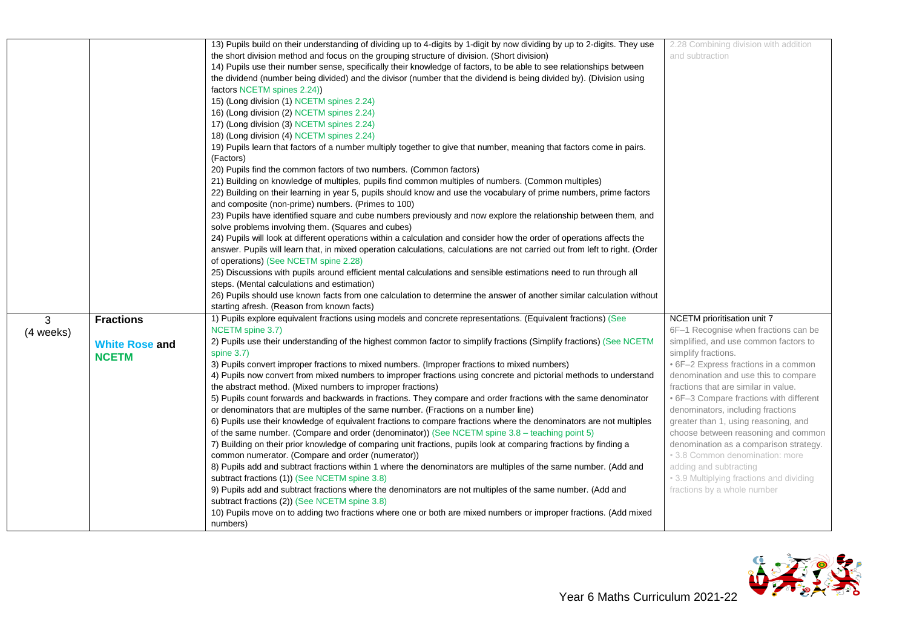| | | | |
|---|---|---|---|
| | | 13) Pupils build on their understanding of dividing up to 4-digits by 1-digit by now dividing by up to 2-digits. They use the short division method and focus on the grouping structure of division. (Short division)<br>14) Pupils use their number sense, specifically their knowledge of factors, to be able to see relationships between the dividend (number being divided) and the divisor (number that the dividend is being divided by). (Division using factors NCETM spines 2.24))<br>15) (Long division (1) NCETM spines 2.24)<br>16) (Long division (2) NCETM spines 2.24)<br>17) (Long division (3) NCETM spines 2.24)<br>18) (Long division (4) NCETM spines 2.24)<br>19) Pupils learn that factors of a number multiply together to give that number, meaning that factors come in pairs. (Factors)<br>20) Pupils find the common factors of two numbers. (Common factors)<br>21) Building on knowledge of multiples, pupils find common multiples of numbers. (Common multiples)<br>22) Building on their learning in year 5, pupils should know and use the vocabulary of prime numbers, prime factors and composite (non-prime) numbers. (Primes to 100)<br>23) Pupils have identified square and cube numbers previously and now explore the relationship between them, and solve problems involving them. (Squares and cubes)<br>24) Pupils will look at different operations within a calculation and consider how the order of operations affects the answer. Pupils will learn that, in mixed operation calculations, calculations are not carried out from left to right. (Order of operations) (See NCETM spine 2.28)<br>25) Discussions with pupils around efficient mental calculations and sensible estimations need to run through all steps. (Mental calculations and estimation)<br>26) Pupils should use known facts from one calculation to determine the answer of another similar calculation without starting afresh. (Reason from known facts) | 2.28 Combining division with addition and subtraction |
| 3<br>(4 weeks) | **Fractions**<br><br>**White Rose and NCETM** | 1) Pupils explore equivalent fractions using models and concrete representations. (Equivalent fractions) (See NCETM spine 3.7)<br>2) Pupils use their understanding of the highest common factor to simplify fractions (Simplify fractions) (See NCETM spine 3.7)<br>3) Pupils convert improper fractions to mixed numbers. (Improper fractions to mixed numbers)<br>4) Pupils now convert from mixed numbers to improper fractions using concrete and pictorial methods to understand the abstract method. (Mixed numbers to improper fractions)<br>5) Pupils count forwards and backwards in fractions. They compare and order fractions with the same denominator or denominators that are multiples of the same number. (Fractions on a number line)<br>6) Pupils use their knowledge of equivalent fractions to compare fractions where the denominators are not multiples of the same number. (Compare and order (denominator)) (See NCETM spine 3.8 – teaching point 5)<br>7) Building on their prior knowledge of comparing unit fractions, pupils look at comparing fractions by finding a common numerator. (Compare and order (numerator))<br>8) Pupils add and subtract fractions within 1 where the denominators are multiples of the same number. (Add and subtract fractions (1)) (See NCETM spine 3.8)<br>9) Pupils add and subtract fractions where the denominators are not multiples of the same number. (Add and subtract fractions (2)) (See NCETM spine 3.8)<br>10) Pupils move on to adding two fractions where one or both are mixed numbers or improper fractions. (Add mixed numbers) | NCETM prioritisation unit 7<br>6F–1 Recognise when fractions can be simplified, and use common factors to simplify fractions.<br>• 6F–2 Express fractions in a common denomination and use this to compare fractions that are similar in value.<br>• 6F–3 Compare fractions with different denominators, including fractions greater than 1, using reasoning, and choose between reasoning and common denomination as a comparison strategy.<br>• 3.8 Common denomination: more adding and subtracting<br>• 3.9 Multiplying fractions and dividing fractions by a whole number |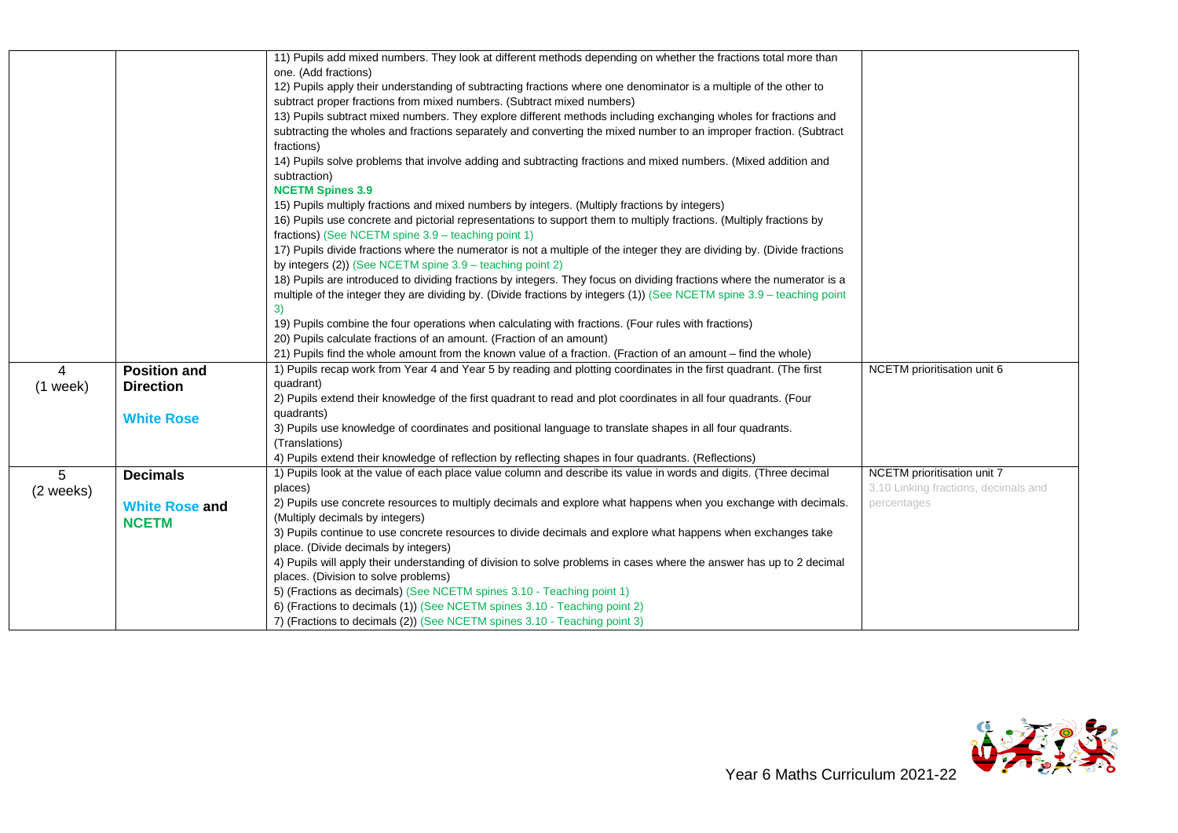| | | | |
|---|---|---|---|
| | | 11) Pupils add mixed numbers. They look at different methods depending on whether the fractions total more than one. (Add fractions)<br>12) Pupils apply their understanding of subtracting fractions where one denominator is a multiple of the other to subtract proper fractions from mixed numbers. (Subtract mixed numbers)<br>13) Pupils subtract mixed numbers. They explore different methods including exchanging wholes for fractions and subtracting the wholes and fractions separately and converting the mixed number to an improper fraction. (Subtract fractions)<br>14) Pupils solve problems that involve adding and subtracting fractions and mixed numbers. (Mixed addition and subtraction)<br>**NCETM Spines 3.9**<br>15) Pupils multiply fractions and mixed numbers by integers. (Multiply fractions by integers)<br>16) Pupils use concrete and pictorial representations to support them to multiply fractions. (Multiply fractions by fractions) (See NCETM spine 3.9 – teaching point 1)<br>17) Pupils divide fractions where the numerator is not a multiple of the integer they are dividing by. (Divide fractions by integers (2)) (See NCETM spine 3.9 – teaching point 2)<br>18) Pupils are introduced to dividing fractions by integers. They focus on dividing fractions where the numerator is a multiple of the integer they are dividing by. (Divide fractions by integers (1)) (See NCETM spine 3.9 – teaching point 3)<br>19) Pupils combine the four operations when calculating with fractions. (Four rules with fractions)<br>20) Pupils calculate fractions of an amount. (Fraction of an amount)<br>21) Pupils find the whole amount from the known value of a fraction. (Fraction of an amount – find the whole) | |
| 4<br>(1 week) | **Position and Direction**<br><br>**White Rose** | 1) Pupils recap work from Year 4 and Year 5 by reading and plotting coordinates in the first quadrant. (The first quadrant)<br>2) Pupils extend their knowledge of the first quadrant to read and plot coordinates in all four quadrants. (Four quadrants)<br>3) Pupils use knowledge of coordinates and positional language to translate shapes in all four quadrants. (Translations)<br>4) Pupils extend their knowledge of reflection by reflecting shapes in four quadrants. (Reflections) | NCETM prioritisation unit 6 |
| 5<br>(2 weeks) | **Decimals**<br><br>**White Rose and NCETM** | 1) Pupils look at the value of each place value column and describe its value in words and digits. (Three decimal places)<br>2) Pupils use concrete resources to multiply decimals and explore what happens when you exchange with decimals. (Multiply decimals by integers)<br>3) Pupils continue to use concrete resources to divide decimals and explore what happens when exchanges take place. (Divide decimals by integers)<br>4) Pupils will apply their understanding of division to solve problems in cases where the answer has up to 2 decimal places. (Division to solve problems)<br>5) (Fractions as decimals) (See NCETM spines 3.10 - Teaching point 1)<br>6) (Fractions to decimals (1)) (See NCETM spines 3.10 - Teaching point 2)<br>7) (Fractions to decimals (2)) (See NCETM spines 3.10 - Teaching point 3) | NCETM prioritisation unit 7<br>3.10 Linking fractions, decimals and percentages |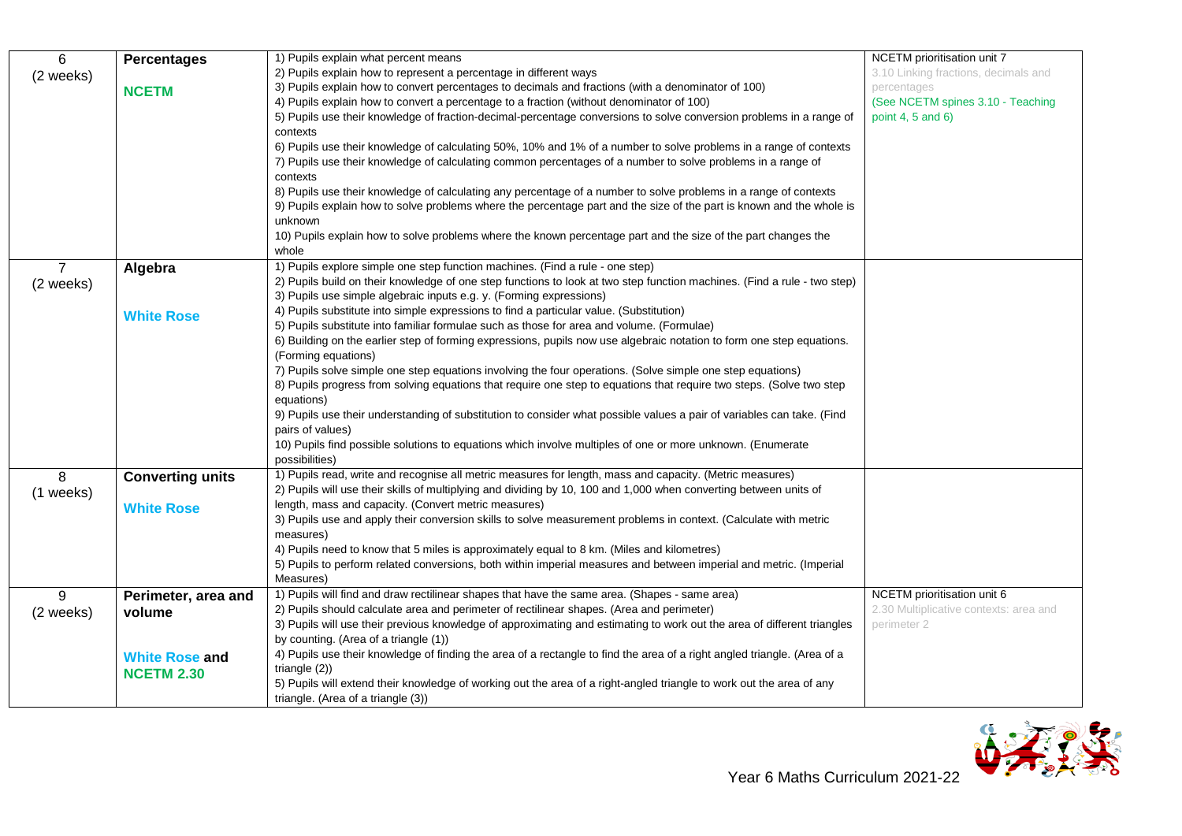| | | | |
|---|---|---|---|
| 6<br>(2 weeks) | **Percentages**<br><br>**NCETM** | 1) Pupils explain what percent means<br>2) Pupils explain how to represent a percentage in different ways<br>3) Pupils explain how to convert percentages to decimals and fractions (with a denominator of 100)<br>4) Pupils explain how to convert a percentage to a fraction (without denominator of 100)<br>5) Pupils use their knowledge of fraction-decimal-percentage conversions to solve conversion problems in a range of contexts<br>6) Pupils use their knowledge of calculating 50%, 10% and 1% of a number to solve problems in a range of contexts<br>7) Pupils use their knowledge of calculating common percentages of a number to solve problems in a range of contexts<br>8) Pupils use their knowledge of calculating any percentage of a number to solve problems in a range of contexts<br>9) Pupils explain how to solve problems where the percentage part and the size of the part is known and the whole is unknown<br>10) Pupils explain how to solve problems where the known percentage part and the size of the part changes the whole | NCETM prioritisation unit 7<br>3.10 Linking fractions, decimals and percentages<br>(See NCETM spines 3.10 - Teaching point 4, 5 and 6) |
| 7<br>(2 weeks) | **Algebra**<br><br>**White Rose** | 1) Pupils explore simple one step function machines. (Find a rule - one step)<br>2) Pupils build on their knowledge of one step functions to look at two step function machines. (Find a rule - two step)<br>3) Pupils use simple algebraic inputs e.g. y. (Forming expressions)<br>4) Pupils substitute into simple expressions to find a particular value. (Substitution)<br>5) Pupils substitute into familiar formulae such as those for area and volume. (Formulae)<br>6) Building on the earlier step of forming expressions, pupils now use algebraic notation to form one step equations. (Forming equations)<br>7) Pupils solve simple one step equations involving the four operations. (Solve simple one step equations)<br>8) Pupils progress from solving equations that require one step to equations that require two steps. (Solve two step equations)<br>9) Pupils use their understanding of substitution to consider what possible values a pair of variables can take. (Find pairs of values)<br>10) Pupils find possible solutions to equations which involve multiples of one or more unknown. (Enumerate possibilities) | |
| 8<br>(1 weeks) | **Converting units**<br><br>**White Rose** | 1) Pupils read, write and recognise all metric measures for length, mass and capacity. (Metric measures)<br>2) Pupils will use their skills of multiplying and dividing by 10, 100 and 1,000 when converting between units of length, mass and capacity. (Convert metric measures)<br>3) Pupils use and apply their conversion skills to solve measurement problems in context. (Calculate with metric measures)<br>4) Pupils need to know that 5 miles is approximately equal to 8 km. (Miles and kilometres)<br>5) Pupils to perform related conversions, both within imperial measures and between imperial and metric. (Imperial Measures) | |
| 9<br>(2 weeks) | **Perimeter, area and volume**<br><br>**White Rose and NCETM 2.30** | 1) Pupils will find and draw rectilinear shapes that have the same area. (Shapes - same area)<br>2) Pupils should calculate area and perimeter of rectilinear shapes. (Area and perimeter)<br>3) Pupils will use their previous knowledge of approximating and estimating to work out the area of different triangles by counting. (Area of a triangle (1))<br>4) Pupils use their knowledge of finding the area of a rectangle to find the area of a right angled triangle. (Area of a triangle (2))<br>5) Pupils will extend their knowledge of working out the area of a right-angled triangle to work out the area of any triangle. (Area of a triangle (3)) | NCETM prioritisation unit 6<br>2.30 Multiplicative contexts: area and perimeter 2 |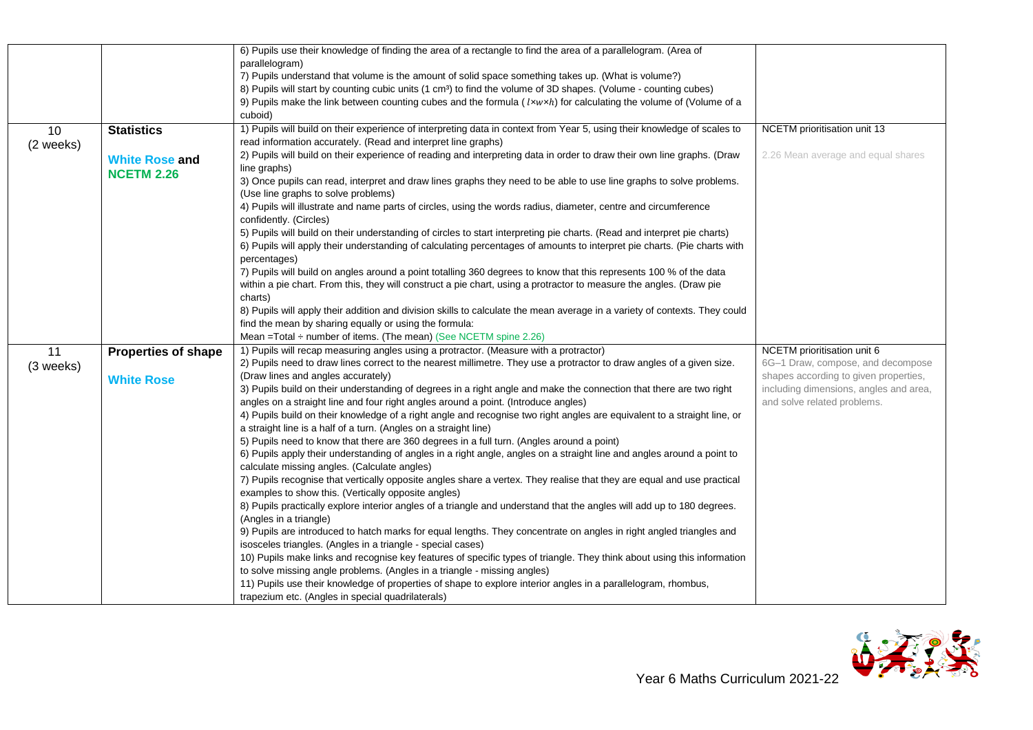| | | | |
|---|---|---|---|
| | | 6) Pupils use their knowledge of finding the area of a rectangle to find the area of a parallelogram. (Area of parallelogram)<br>7) Pupils understand that volume is the amount of solid space something takes up. (What is volume?)<br>8) Pupils will start by counting cubic units (1 cm³) to find the volume of 3D shapes. (Volume - counting cubes)<br>9) Pupils make the link between counting cubes and the formula ( $l \times w \times h$) for calculating the volume of (Volume of a cuboid) | |
| 10<br>(2 weeks) | **Statistics**<br><br>**White Rose and NCETM 2.26** | 1) Pupils will build on their experience of interpreting data in context from Year 5, using their knowledge of scales to read information accurately. (Read and interpret line graphs)<br>2) Pupils will build on their experience of reading and interpreting data in order to draw their own line graphs. (Draw line graphs)<br>3) Once pupils can read, interpret and draw lines graphs they need to be able to use line graphs to solve problems. (Use line graphs to solve problems)<br>4) Pupils will illustrate and name parts of circles, using the words radius, diameter, centre and circumference confidently. (Circles)<br>5) Pupils will build on their understanding of circles to start interpreting pie charts. (Read and interpret pie charts)<br>6) Pupils will apply their understanding of calculating percentages of amounts to interpret pie charts. (Pie charts with percentages)<br>7) Pupils will build on angles around a point totalling 360 degrees to know that this represents 100 % of the data within a pie chart. From this, they will construct a pie chart, using a protractor to measure the angles. (Draw pie charts)<br>8) Pupils will apply their addition and division skills to calculate the mean average in a variety of contexts. They could find the mean by sharing equally or using the formula:<br>Mean =Total ÷ number of items. (The mean) (See NCETM spine 2.26) | NCETM prioritisation unit 13<br><br>2.26 Mean average and equal shares |
| 11<br>(3 weeks) | **Properties of shape**<br><br>**White Rose** | 1) Pupils will recap measuring angles using a protractor. (Measure with a protractor)<br>2) Pupils need to draw lines correct to the nearest millimetre. They use a protractor to draw angles of a given size. (Draw lines and angles accurately)<br>3) Pupils build on their understanding of degrees in a right angle and make the connection that there are two right angles on a straight line and four right angles around a point. (Introduce angles)<br>4) Pupils build on their knowledge of a right angle and recognise two right angles are equivalent to a straight line, or a straight line is a half of a turn. (Angles on a straight line)<br>5) Pupils need to know that there are 360 degrees in a full turn. (Angles around a point)<br>6) Pupils apply their understanding of angles in a right angle, angles on a straight line and angles around a point to calculate missing angles. (Calculate angles)<br>7) Pupils recognise that vertically opposite angles share a vertex. They realise that they are equal and use practical examples to show this. (Vertically opposite angles)<br>8) Pupils practically explore interior angles of a triangle and understand that the angles will add up to 180 degrees. (Angles in a triangle)<br>9) Pupils are introduced to hatch marks for equal lengths. They concentrate on angles in right angled triangles and isosceles triangles. (Angles in a triangle - special cases)<br>10) Pupils make links and recognise key features of specific types of triangle. They think about using this information to solve missing angle problems. (Angles in a triangle - missing angles)<br>11) Pupils use their knowledge of properties of shape to explore interior angles in a parallelogram, rhombus, trapezium etc. (Angles in special quadrilaterals) | NCETM prioritisation unit 6<br>6G–1 Draw, compose, and decompose shapes according to given properties, including dimensions, angles and area, and solve related problems. |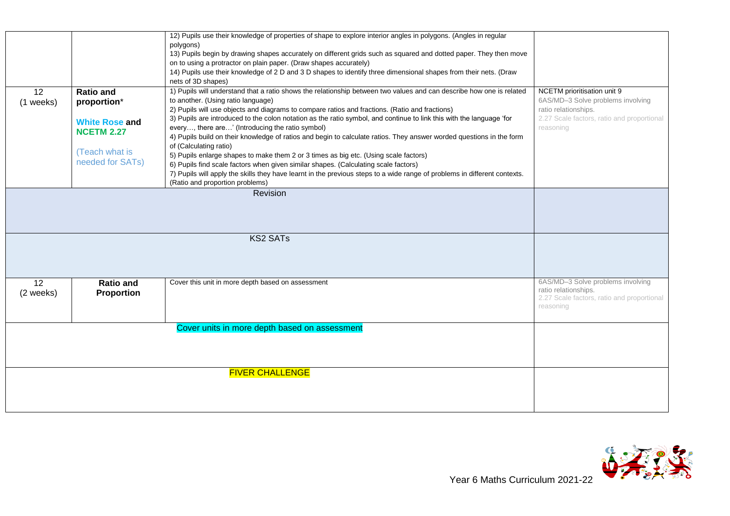| | | | |
|---|---|---|---|
| | | 12) Pupils use their knowledge of properties of shape to explore interior angles in polygons. (Angles in regular polygons)<br>13) Pupils begin by drawing shapes accurately on different grids such as squared and dotted paper. They then move on to using a protractor on plain paper. (Draw shapes accurately)<br>14) Pupils use their knowledge of 2 D and 3 D shapes to identify three dimensional shapes from their nets. (Draw nets of 3D shapes) | |
| 12<br>(1 weeks) | **Ratio and proportion***<br><br>**White Rose and NCETM 2.27**<br><br>(Teach what is needed for SATs) | 1) Pupils will understand that a ratio shows the relationship between two values and can describe how one is related to another. (Using ratio language)<br>2) Pupils will use objects and diagrams to compare ratios and fractions. (Ratio and fractions)<br>3) Pupils are introduced to the colon notation as the ratio symbol, and continue to link this with the language 'for every…, there are…' (Introducing the ratio symbol)<br>4) Pupils build on their knowledge of ratios and begin to calculate ratios. They answer worded questions in the form of (Calculating ratio)<br>5) Pupils enlarge shapes to make them 2 or 3 times as big etc. (Using scale factors)<br>6) Pupils find scale factors when given similar shapes. (Calculating scale factors)<br>7) Pupils will apply the skills they have learnt in the previous steps to a wide range of problems in different contexts. (Ratio and proportion problems) | NCETM prioritisation unit 9<br>6AS/MD–3 Solve problems involving ratio relationships.<br>2.27 Scale factors, ratio and proportional reasoning |
| | | Revision | |
| | | KS2 SATs | |
| 12<br>(2 weeks) | **Ratio and Proportion** | Cover this unit in more depth based on assessment | 6AS/MD–3 Solve problems involving ratio relationships.<br>2.27 Scale factors, ratio and proportional reasoning |
| | | Cover units in more depth based on assessment | |
| | | FIVER CHALLENGE | |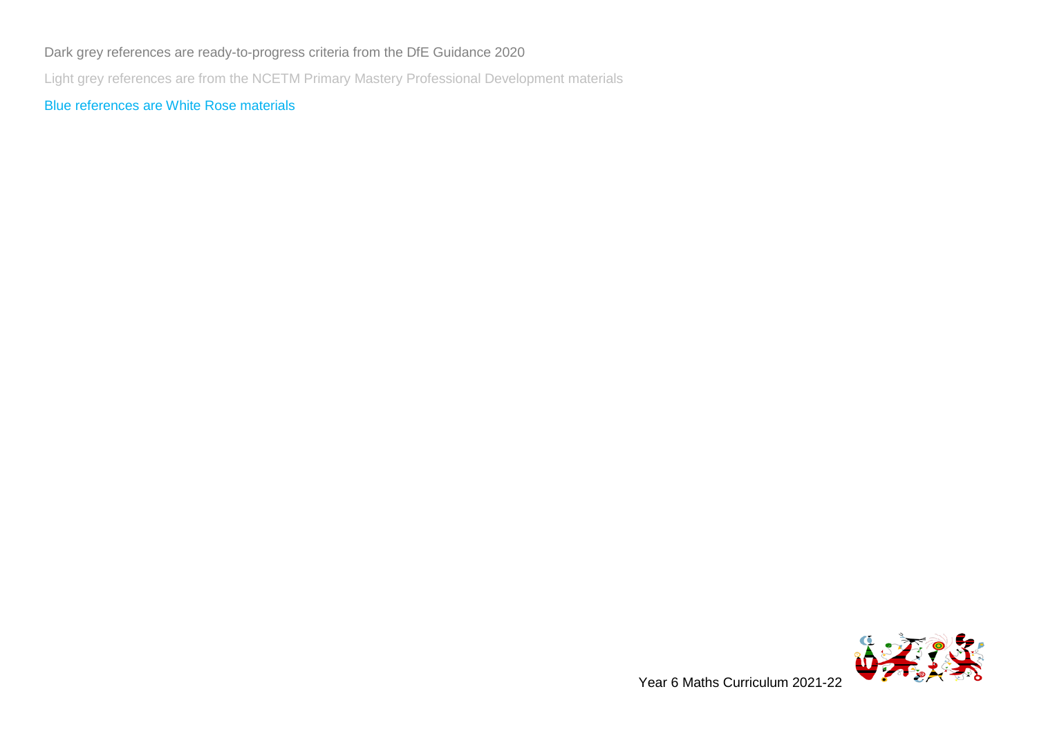Dark grey references are ready-to-progress criteria from the DfE Guidance 2020

Light grey references are from the NCETM Primary Mastery Professional Development materials

Blue references are White Rose materials